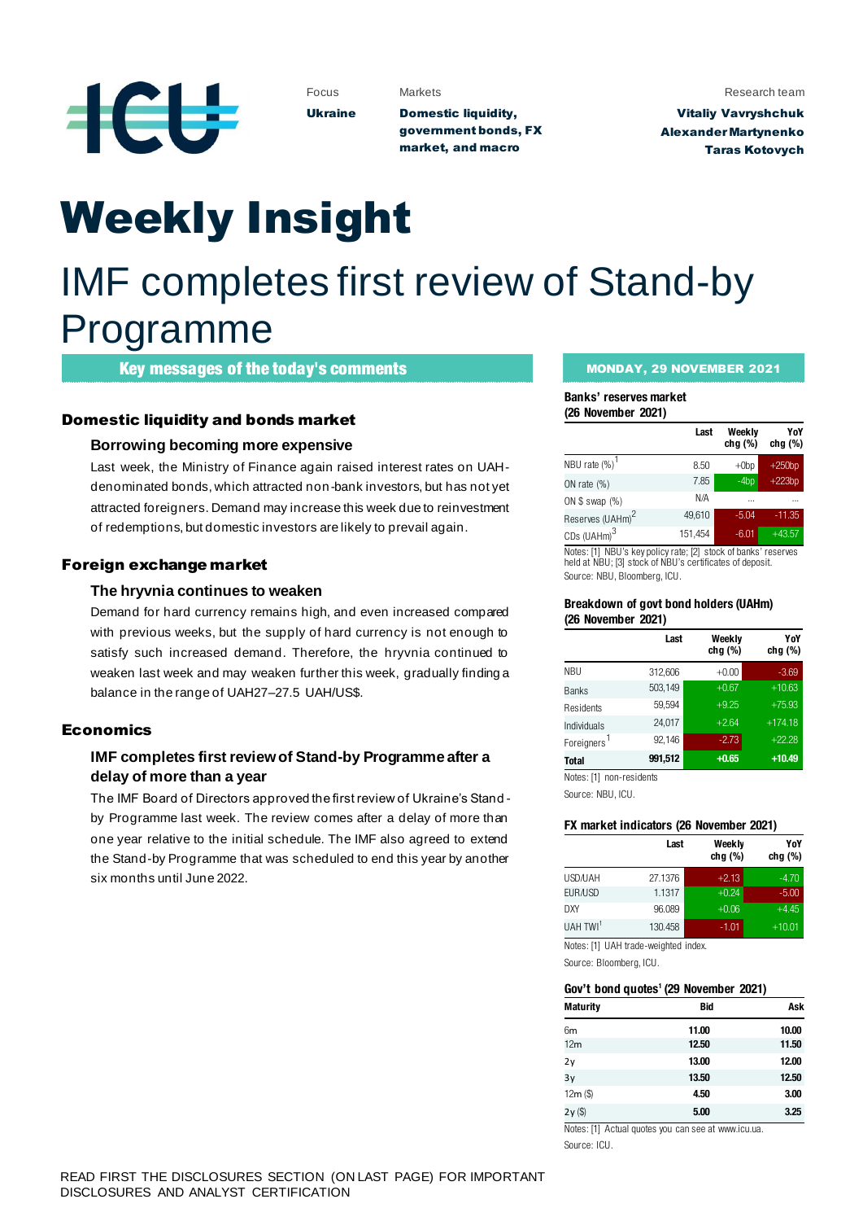Focus

**Ukraine**

Markets

**Domestic liquidity, government bonds, FX market, and macro**

Research team

**Vitaliy Vavryshchuk**
**Alexander Martynenko**
**Taras Kotovych**

# Weekly Insight

# IMF completes first review of Stand-by Programme

**Key messages of the today's comments**

## Domestic liquidity and bonds market

### Borrowing becoming more expensive

Last week, the Ministry of Finance again raised interest rates on UAH-denominated bonds, which attracted non-bank investors, but has not yet attracted foreigners. Demand may increase this week due to reinvestment of redemptions, but domestic investors are likely to prevail again.

## Foreign exchange market

### The hryvnia continues to weaken

Demand for hard currency remains high, and even increased compared with previous weeks, but the supply of hard currency is not enough to satisfy such increased demand. Therefore, the hryvnia continued to weaken last week and may weaken further this week, gradually finding a balance in the range of UAH27–27.5 UAH/US$.

## Economics

### IMF completes first review of Stand-by Programme after a delay of more than a year

The IMF Board of Directors approved the first review of Ukraine's Stand-by Programme last week. The review comes after a delay of more than one year relative to the initial schedule. The IMF also agreed to extend the Stand-by Programme that was scheduled to end this year by another six months until June 2022.

**MONDAY, 29 NOVEMBER 2021**

**Banks' reserves market (26 November 2021)**

| | Last | Weekly chg (%) | YoY chg (%) |
|---|---|---|---|
| NBU rate (%)[1] | 8.50 | +0bp | +250bp |
| ON rate (%) | 7.85 | -4bp | +223bp |
| ON $ swap (%) | N/A | ... | ... |
| Reserves (UAHm)[2] | 49,610 | -5.04 | -11.35 |
| CDs (UAHm)[3] | 151,454 | -6.01 | +43.57 |

Notes: [1] NBU's key policy rate; [2] stock of banks' reserves held at NBU; [3] stock of NBU's certificates of deposit.
Source: NBU, Bloomberg, ICU.

**Breakdown of govt bond holders (UAHm) (26 November 2021)**

| | Last | Weekly chg (%) | YoY chg (%) |
|---|---|---|---|
| NBU | 312,606 | +0.00 | -3.69 |
| Banks | 503,149 | +0.67 | +10.63 |
| Residents | 59,594 | +9.25 | +75.93 |
| Individuals | 24,017 | +2.64 | +174.18 |
| Foreigners[1] | 92,146 | -2.73 | +22.28 |
| **Total** | **991,512** | **+0.65** | **+10.49** |

Notes: [1] non-residents
Source: NBU, ICU.

**FX market indicators (26 November 2021)**

| | Last | Weekly chg (%) | YoY chg (%) |
|---|---|---|---|
| USD/UAH | 27.1376 | +2.13 | -4.70 |
| EUR/USD | 1.1317 | +0.24 | -5.00 |
| DXY | 96.089 | +0.06 | +4.45 |
| UAH TWI[1] | 130.458 | -1.01 | +10.01 |

Notes: [1] UAH trade-weighted index.
Source: Bloomberg, ICU.

**Gov't bond quotes[1] (29 November 2021)**

| Maturity | Bid | Ask |
|---|---|---|
| 6m | **11.00** | **10.00** |
| 12m | **12.50** | **11.50** |
| 2y | **13.00** | **12.00** |
| 3y | **13.50** | **12.50** |
| 12m ($) | **4.50** | **3.00** |
| 2y ($) | **5.00** | **3.25** |

Notes: [1] Actual quotes you can see at www.icu.ua.
Source: ICU.

READ FIRST THE DISCLOSURES SECTION (ON LAST PAGE) FOR IMPORTANT DISCLOSURES AND ANALYST CERTIFICATION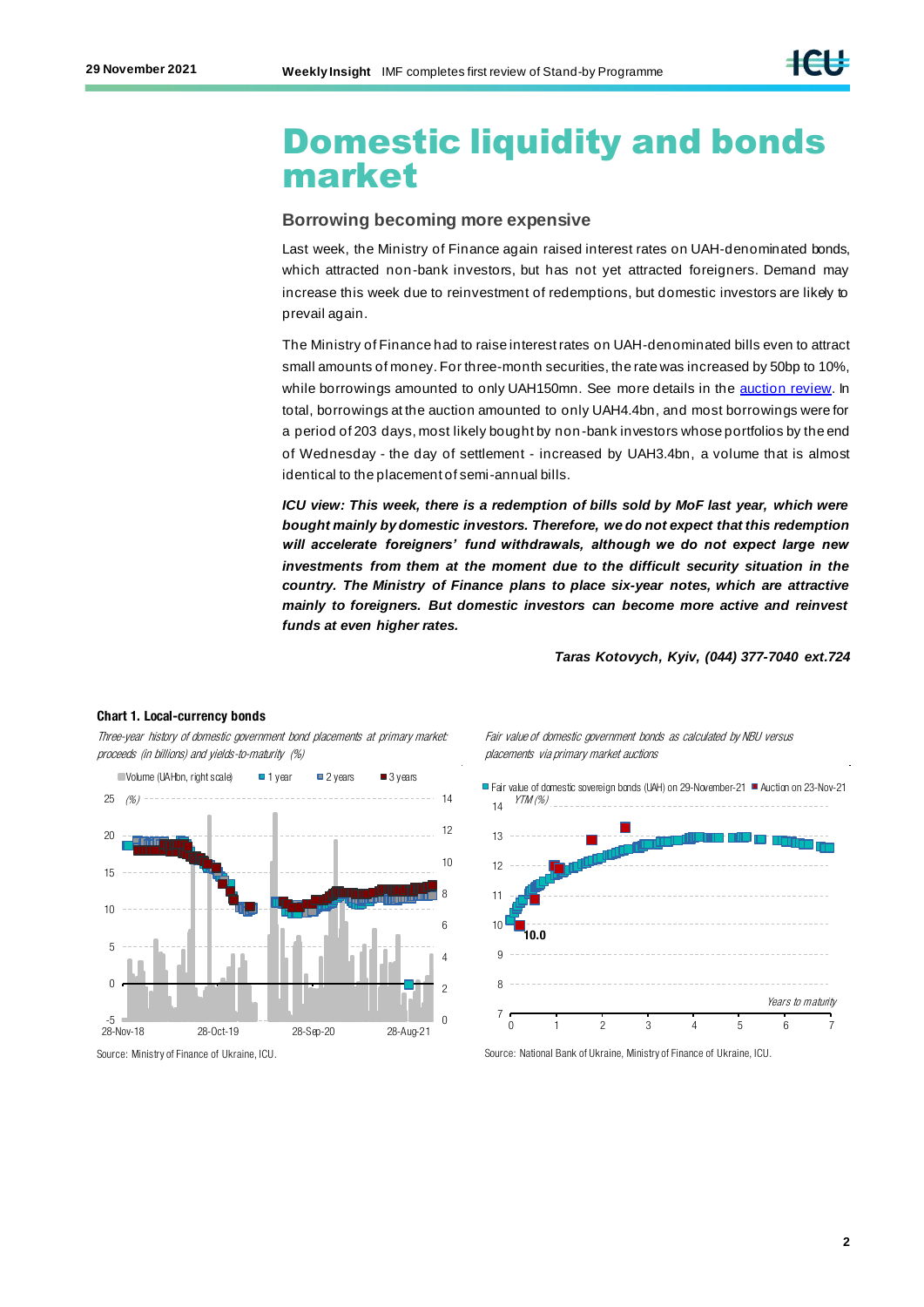# Domestic liquidity and bonds market

## Borrowing becoming more expensive

Last week, the Ministry of Finance again raised interest rates on UAH-denominated bonds, which attracted non-bank investors, but has not yet attracted foreigners. Demand may increase this week due to reinvestment of redemptions, but domestic investors are likely to prevail again.

The Ministry of Finance had to raise interest rates on UAH-denominated bills even to attract small amounts of money. For three-month securities, the rate was increased by 50bp to 10%, while borrowings amounted to only UAH150mn. See more details in the auction review. In total, borrowings at the auction amounted to only UAH4.4bn, and most borrowings were for a period of 203 days, most likely bought by non-bank investors whose portfolios by the end of Wednesday - the day of settlement - increased by UAH3.4bn, a volume that is almost identical to the placement of semi-annual bills.

***ICU view: This week, there is a redemption of bills sold by MoF last year, which were bought mainly by domestic investors. Therefore, we do not expect that this redemption will accelerate foreigners' fund withdrawals, although we do not expect large new investments from them at the moment due to the difficult security situation in the country. The Ministry of Finance plans to place six-year notes, which are attractive mainly to foreigners. But domestic investors can become more active and reinvest funds at even higher rates.***

***Taras Kotovych, Kyiv, (044) 377-7040 ext.724***

**Chart 1. Local-currency bonds**

*Three-year history of domestic government bond placements at primary market: proceeds (in billions) and yields-to-maturity (%)*

Source: Ministry of Finance of Ukraine, ICU.

*Fair value of domestic government bonds as calculated by NBU versus placements via primary market auctions*

Source: National Bank of Ukraine, Ministry of Finance of Ukraine, ICU.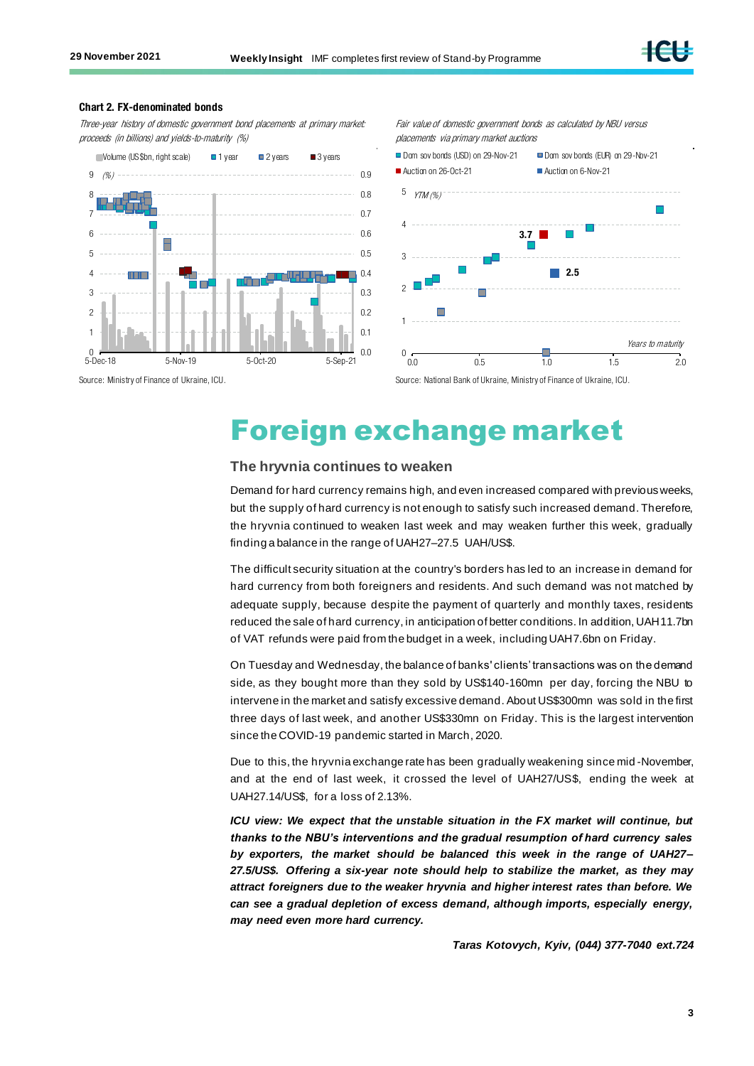**Chart 2. FX-denominated bonds**

*Three-year history of domestic government bond placements at primary market: proceeds (in billions) and yields-to-maturity (%)*

Source: Ministry of Finance of Ukraine, ICU.

*Fair value of domestic government bonds as calculated by NBU versus placements via primary market auctions*

Source: National Bank of Ukraine, Ministry of Finance of Ukraine, ICU.

# Foreign exchange market

## The hryvnia continues to weaken

Demand for hard currency remains high, and even increased compared with previous weeks, but the supply of hard currency is not enough to satisfy such increased demand. Therefore, the hryvnia continued to weaken last week and may weaken further this week, gradually finding a balance in the range of UAH27–27.5 UAH/US$.

The difficult security situation at the country's borders has led to an increase in demand for hard currency from both foreigners and residents. And such demand was not matched by adequate supply, because despite the payment of quarterly and monthly taxes, residents reduced the sale of hard currency, in anticipation of better conditions. In addition, UAH11.7bn of VAT refunds were paid from the budget in a week, including UAH7.6bn on Friday.

On Tuesday and Wednesday, the balance of banks' clients' transactions was on the demand side, as they bought more than they sold by US$140-160mn per day, forcing the NBU to intervene in the market and satisfy excessive demand. About US$300mn was sold in the first three days of last week, and another US$330mn on Friday. This is the largest intervention since the COVID-19 pandemic started in March, 2020.

Due to this, the hryvnia exchange rate has been gradually weakening since mid-November, and at the end of last week, it crossed the level of UAH27/US$, ending the week at UAH27.14/US$, for a loss of 2.13%.

***ICU view: We expect that the unstable situation in the FX market will continue, but thanks to the NBU's interventions and the gradual resumption of hard currency sales by exporters, the market should be balanced this week in the range of UAH27–27.5/US$. Offering a six-year note should help to stabilize the market, as they may attract foreigners due to the weaker hryvnia and higher interest rates than before. We can see a gradual depletion of excess demand, although imports, especially energy, may need even more hard currency.***

***Taras Kotovych, Kyiv, (044) 377-7040 ext.724***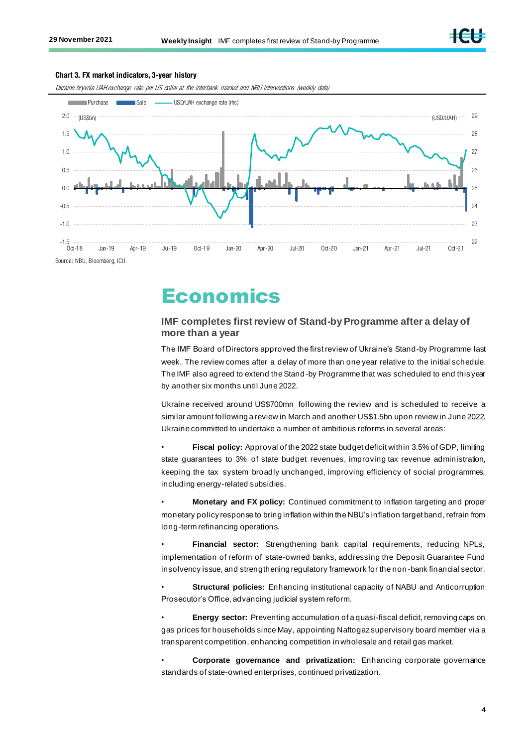**Chart 3. FX market indicators, 3-year history**

*Ukraine hryvnia UAH exchange rate per US dollar at the interbank market and NBU interventions (weekly data)*

Source: NBU, Bloomberg, ICU.

# Economics

## IMF completes first review of Stand-by Programme after a delay of more than a year

The IMF Board of Directors approved the first review of Ukraine's Stand-by Programme last week. The review comes after a delay of more than one year relative to the initial schedule. The IMF also agreed to extend the Stand-by Programme that was scheduled to end this year by another six months until June 2022.

Ukraine received around US$700mn following the review and is scheduled to receive a similar amount following a review in March and another US$1.5bn upon review in June 2022. Ukraine committed to undertake a number of ambitious reforms in several areas:

- **Fiscal policy:** Approval of the 2022 state budget deficit within 3.5% of GDP, limiting state guarantees to 3% of state budget revenues, improving tax revenue administration, keeping the tax system broadly unchanged, improving efficiency of social programmes, including energy-related subsidies.

- **Monetary and FX policy:** Continued commitment to inflation targeting and proper monetary policy response to bring inflation within the NBU's inflation target band, refrain from long-term refinancing operations.

- **Financial sector:** Strengthening bank capital requirements, reducing NPLs, implementation of reform of state-owned banks, addressing the Deposit Guarantee Fund insolvency issue, and strengthening regulatory framework for the non-bank financial sector.

- **Structural policies:** Enhancing institutional capacity of NABU and Anticorruption Prosecutor's Office, advancing judicial system reform.

- **Energy sector:** Preventing accumulation of a quasi-fiscal deficit, removing caps on gas prices for households since May, appointing Naftogaz supervisory board member via a transparent competition, enhancing competition in wholesale and retail gas market.

- **Corporate governance and privatization:** Enhancing corporate governance standards of state-owned enterprises, continued privatization.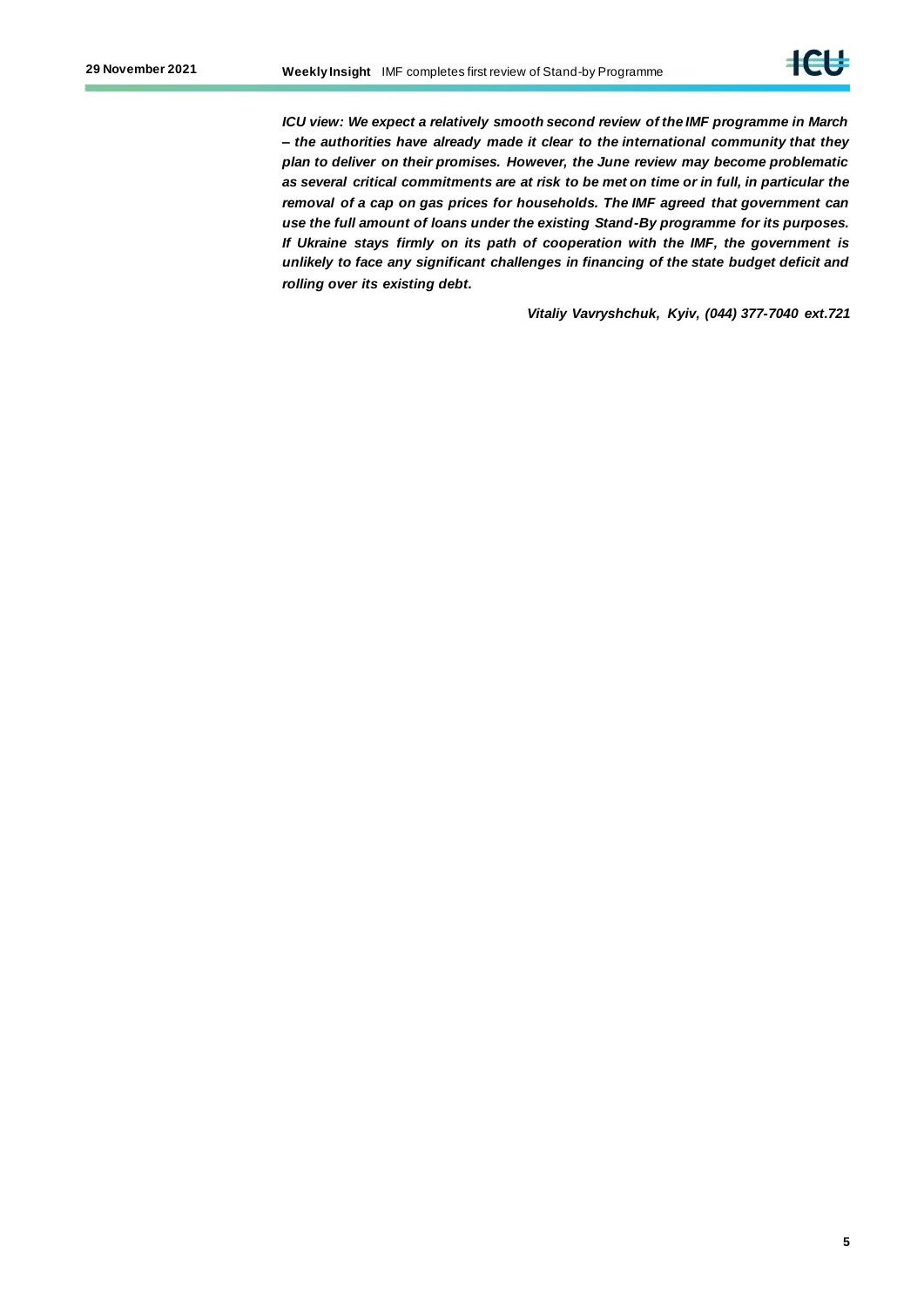***ICU view: We expect a relatively smooth second review of the IMF programme in March – the authorities have already made it clear to the international community that they plan to deliver on their promises. However, the June review may become problematic as several critical commitments are at risk to be met on time or in full, in particular the removal of a cap on gas prices for households. The IMF agreed that government can use the full amount of loans under the existing Stand-By programme for its purposes. If Ukraine stays firmly on its path of cooperation with the IMF, the government is unlikely to face any significant challenges in financing of the state budget deficit and rolling over its existing debt.***

***Vitaliy Vavryshchuk, Kyiv, (044) 377-7040 ext.721***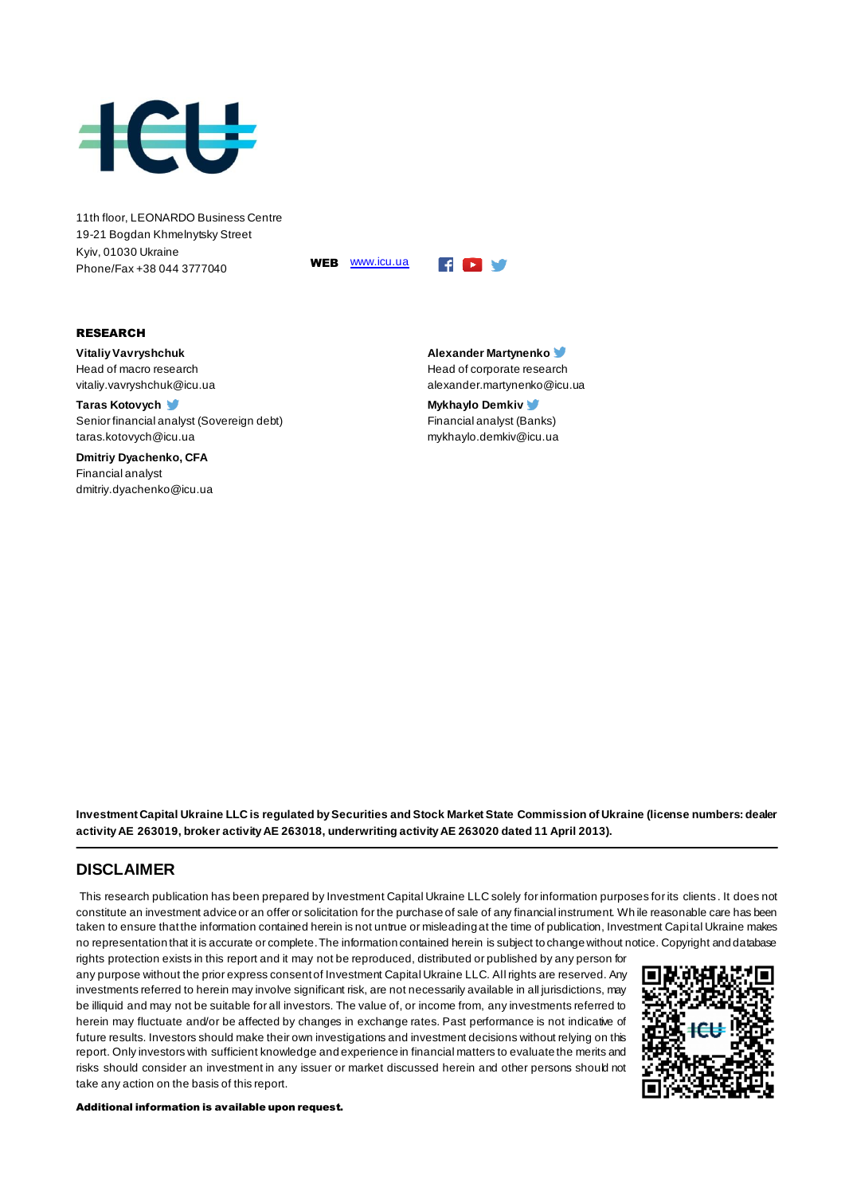11th floor, LEONARDO Business Centre
19-21 Bogdan Khmelnytsky Street
Kyiv, 01030 Ukraine
Phone/Fax +38 044 3777040

**WEB** www.icu.ua

**RESEARCH**

**Vitaliy Vavryshchuk**
Head of macro research
vitaliy.vavryshchuk@icu.ua

**Taras Kotovych**
Senior financial analyst (Sovereign debt)
taras.kotovych@icu.ua

**Dmitriy Dyachenko, CFA**
Financial analyst
dmitriy.dyachenko@icu.ua

**Alexander Martynenko**
Head of corporate research
alexander.martynenko@icu.ua

**Mykhaylo Demkiv**
Financial analyst (Banks)
mykhaylo.demkiv@icu.ua

**Investment Capital Ukraine LLC is regulated by Securities and Stock Market State Commission of Ukraine (license numbers: dealer activity AE 263019, broker activity AE 263018, underwriting activity AE 263020 dated 11 April 2013).**

## DISCLAIMER

This research publication has been prepared by Investment Capital Ukraine LLC solely for information purposes for its clients. It does not constitute an investment advice or an offer or solicitation for the purchase of sale of any financial instrument. While reasonable care has been taken to ensure that the information contained herein is not untrue or misleading at the time of publication, Investment Capital Ukraine makes no representation that it is accurate or complete. The information contained herein is subject to change without notice. Copyright and database rights protection exists in this report and it may not be reproduced, distributed or published by any person for any purpose without the prior express consent of Investment Capital Ukraine LLC. All rights are reserved. Any investments referred to herein may involve significant risk, are not necessarily available in all jurisdictions, may be illiquid and may not be suitable for all investors. The value of, or income from, any investments referred to herein may fluctuate and/or be affected by changes in exchange rates. Past performance is not indicative of future results. Investors should make their own investigations and investment decisions without relying on this report. Only investors with sufficient knowledge and experience in financial matters to evaluate the merits and risks should consider an investment in any issuer or market discussed herein and other persons should not take any action on the basis of this report.

**Additional information is available upon request.**